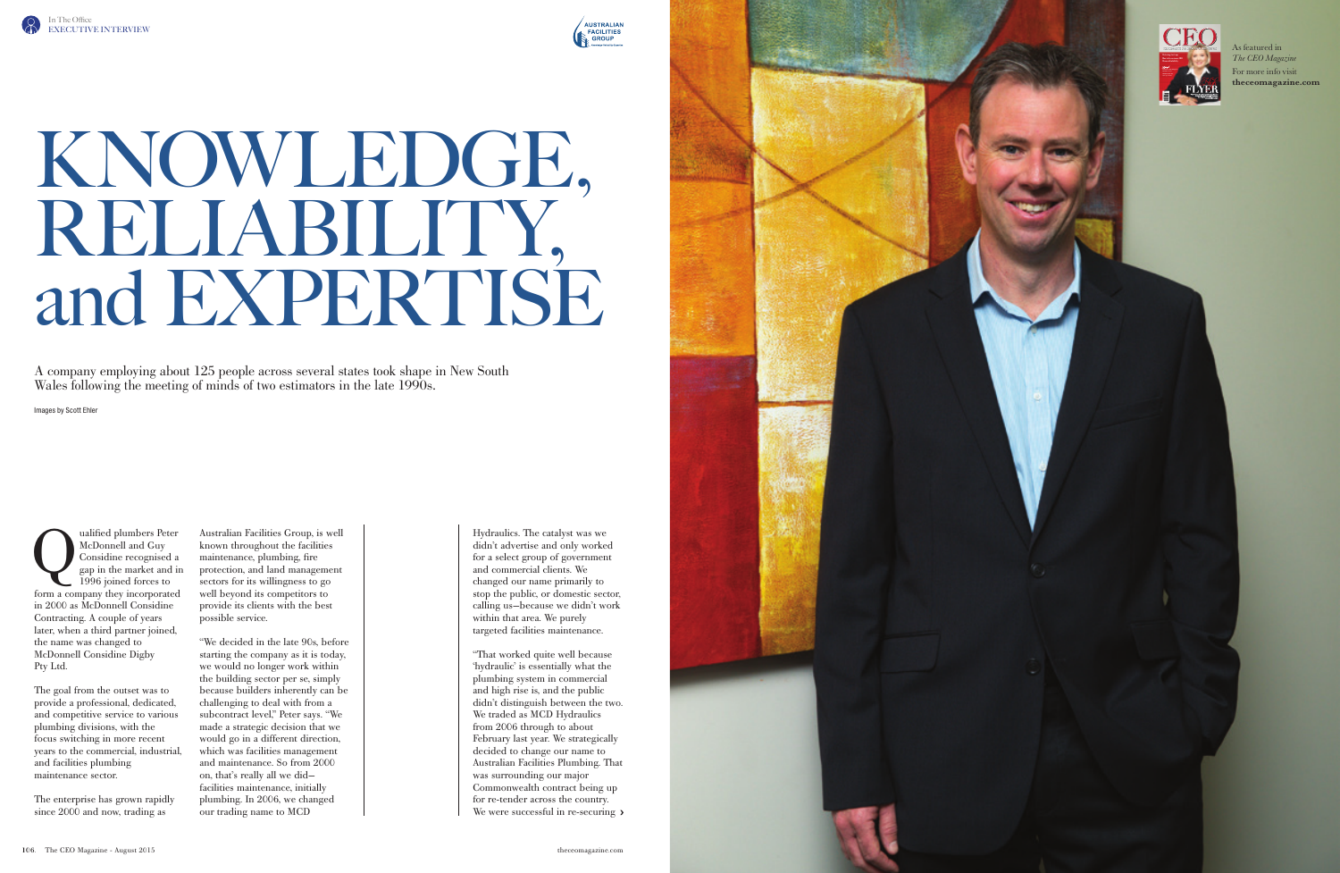# KNOWLEDGE, RELIABILITY, and EXPERTISE

A company employing about 125 people across several states took shape in New South Wales following the meeting of minds of two estimators in the late 1990s.

Images by Scott Ehler

Qualified plumbers Peter McDonnell and Guy Considine recognised a gap in the market and in 1996 joined forces to form a company they incorporated in 2000 as McDonnell Considine Contracting. A couple of years later, when a third partner joined, the name was changed to McDonnell Considine Digby Pty Ltd.

The goal from the outset was to provide a professional, dedicated, and competitive service to various plumbing divisions, with the focus switching in more recent years to the commercial, industrial, and facilities plumbing maintenance sector.

The enterprise has grown rapidly since 2000 and now, trading as Australian Facilities Group, is well known throughout the facilities maintenance, plumbing, fire protection, and land management sectors for its willingness to go well beyond its competitors to provide its clients with the best possible service.

"We decided in the late 90s, before starting the company as it is today, we would no longer work within the building sector per se, simply because builders inherently can be challenging to deal with from a subcontract level," Peter says. "We made a strategic decision that we would go in a different direction, which was facilities management and maintenance. So from 2000 on, that's really all we did—facilities maintenance, initially plumbing. In 2006, we changed our trading name to MCD Hydraulics. The catalyst was we didn't advertise and only worked for a select group of government and commercial clients. We changed our name primarily to stop the public, or domestic sector, calling us—because we didn't work within that area. We purely targeted facilities maintenance.

"That worked quite well because 'hydraulic' is essentially what the plumbing system in commercial and high rise is, and the public didn't distinguish between the two. We traded as MCD Hydraulics from 2006 through to about February last year. We strategically decided to change our name to Australian Facilities Plumbing. That was surrounding our major Commonwealth contract being up for re-tender across the country. We were successful in re-securing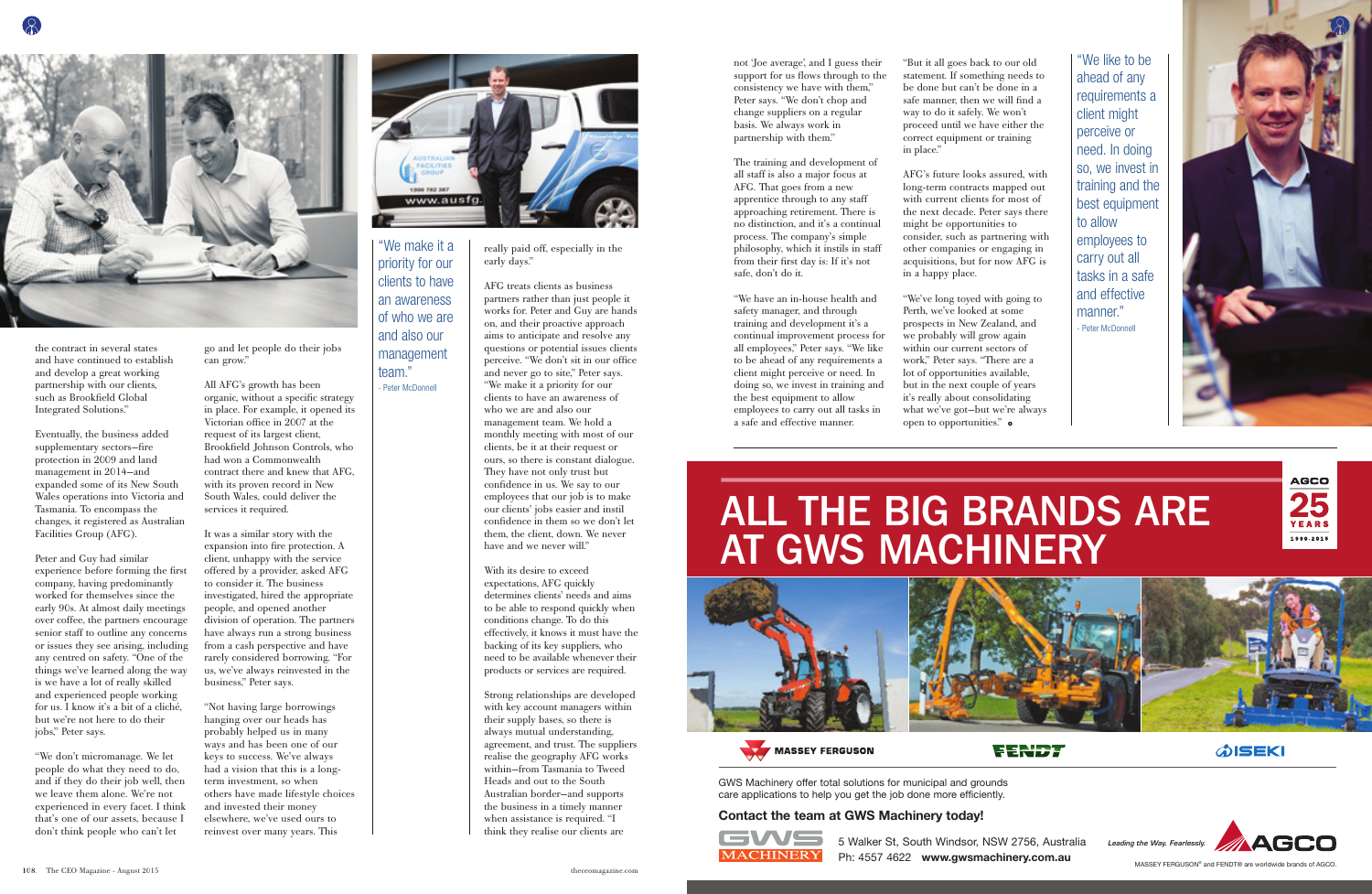the contract in several states and have continued to establish and develop a great working partnership with our clients, such as Brookfield Global Integrated Solutions."

Eventually, the business added supplementary sectors—fire protection in 2009 and land management in 2014—and expanded some of its New South Wales operations into Victoria and Tasmania. To encompass the changes, it registered as Australian Facilities Group (AFG).

Peter and Guy had similar experience before forming the first company, having predominantly worked for themselves since the early 90s. At almost daily meetings over coffee, the partners encourage senior staff to outline any concerns or issues they see arising, including any centred on safety. "One of the things we've learned along the way is we have a lot of really skilled and experienced people working for us. I know it's a bit of a cliché, but we're not here to do their jobs," Peter says.

"We don't micromanage. We let people do what they need to do, and if they do their job well, then we leave them alone. We're not experienced in every facet. I think that's one of our assets, because I don't think people who can't let go and let people do their jobs can grow."

All AFG's growth has been organic, without a specific strategy in place. For example, it opened its Victorian office in 2007 at the request of its largest client, Brookfield Johnson Controls, who had won a Commonwealth contract there and knew that AFG, with its proven record in New South Wales, could deliver the services it required.

It was a similar story with the expansion into fire protection. A client, unhappy with the service offered by a provider, asked AFG to consider it. The business investigated, hired the appropriate people, and opened another division of operation. The partners have always run a strong business from a cash perspective and have rarely considered borrowing. "For us, we've always reinvested in the business," Peter says.

"Not having large borrowings hanging over our heads has probably helped us in many ways and has been one of our keys to success. We've always had a vision that this is a long-term investment, so when others have made lifestyle choices and invested their money elsewhere, we've used ours to reinvest over many years. This really paid off, especially in the early days."

> "We make it a priority for our clients to have an awareness of who we are and also our management team."
> - Peter McDonnell

AFG treats clients as business partners rather than just people it works for. Peter and Guy are hands on, and their proactive approach aims to anticipate and resolve any questions or potential issues clients perceive. "We don't sit in our office and never go to site," Peter says. "We make it a priority for our clients to have an awareness of who we are and also our management team. We hold a monthly meeting with most of our clients, be it at their request or ours, so there is constant dialogue. They have not only trust but confidence in us. We say to our employees that our job is to make our clients' jobs easier and instil confidence in them so we don't let them, the client, down. We never have and we never will."

With its desire to exceed expectations, AFG quickly determines clients' needs and aims to be able to respond quickly when conditions change. To do this effectively, it knows it must have the backing of its key suppliers, who need to be available whenever their products or services are required.

Strong relationships are developed with key account managers within their supply bases, so there is always mutual understanding, agreement, and trust. The suppliers realise the geography AFG works within—from Tasmania to Tweed Heads and out to the South Australian border—and supports the business in a timely manner when assistance is required. "I think they realise our clients are not 'Joe average', and I guess their support for us flows through to the consistency we have with them," Peter says. "We don't chop and change suppliers on a regular basis. We always work in partnership with them."

The training and development of all staff is also a major focus at AFG. That goes from a new apprentice through to any staff approaching retirement. There is no distinction, and it's a continual process. The company's simple philosophy, which it instils in staff from their first day is: If it's not safe, don't do it.

"We have an in-house health and safety manager, and through training and development it's a continual improvement process for all employees," Peter says. "We like to be ahead of any requirements a client might perceive or need. In doing so, we invest in training and the best equipment to allow employees to carry out all tasks in a safe and effective manner.

"But it all goes back to our old statement. If something needs to be done but can't be done in a safe manner, then we will find a way to do it safely. We won't proceed until we have either the correct equipment or training in place."

AFG's future looks assured, with long-term contracts mapped out with current clients for most of the next decade. Peter says there might be opportunities to consider, such as partnering with other companies or engaging in acquisitions, but for now AFG is in a happy place.

"We've long toyed with going to Perth, we've looked at some prospects in New Zealand, and we probably will grow again within our current sectors of work," Peter says. "There are a lot of opportunities available, but in the next couple of years it's really about consolidating what we've got—but we're always open to opportunities."

> "We like to be ahead of any requirements a client might perceive or need. In doing so, we invest in training and the best equipment to allow employees to carry out all tasks in a safe and effective manner."
> - Peter McDonnell

# ALL THE BIG BRANDS ARE AT GWS MACHINERY

AGCO 25 YEARS 1990-2015

MASSEY FERGUSON FENDT ISEKI

GWS Machinery offer total solutions for municipal and grounds care applications to help you get the job done more efficiently.

**Contact the team at GWS Machinery today!**

GWS MACHINERY

5 Walker St, South Windsor, NSW 2756, Australia
Ph: 4557 4622 **www.gwsmachinery.com.au**

Leading the Way. Fearlessly. AGCO

MASSEY FERGUSON® and FENDT® are worldwide brands of AGCO.